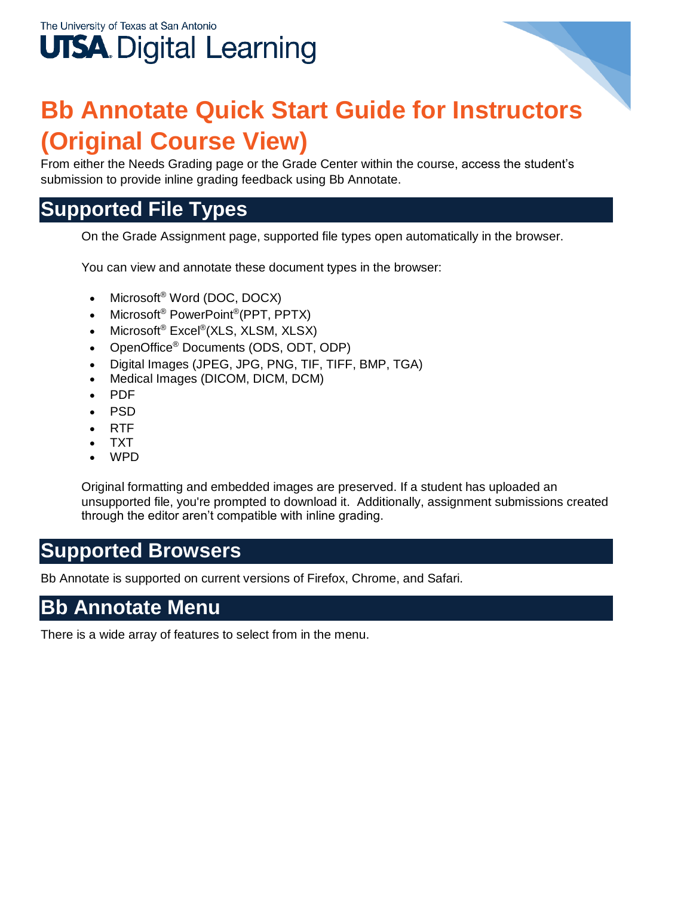The University of Texas at San Antonio
UTSA Digital Learning

# Bb Annotate Quick Start Guide for Instructors (Original Course View)

From either the Needs Grading page or the Grade Center within the course, access the student's submission to provide inline grading feedback using Bb Annotate.

## Supported File Types

On the Grade Assignment page, supported file types open automatically in the browser.

You can view and annotate these document types in the browser:

- Microsoft® Word (DOC, DOCX)
- Microsoft® PowerPoint®(PPT, PPTX)
- Microsoft® Excel®(XLS, XLSM, XLSX)
- OpenOffice® Documents (ODS, ODT, ODP)
- Digital Images (JPEG, JPG, PNG, TIF, TIFF, BMP, TGA)
- Medical Images (DICOM, DICM, DCM)
- PDF
- PSD
- RTF
- TXT
- WPD

Original formatting and embedded images are preserved. If a student has uploaded an unsupported file, you're prompted to download it. Additionally, assignment submissions created through the editor aren't compatible with inline grading.

## Supported Browsers

Bb Annotate is supported on current versions of Firefox, Chrome, and Safari.

## Bb Annotate Menu

There is a wide array of features to select from in the menu.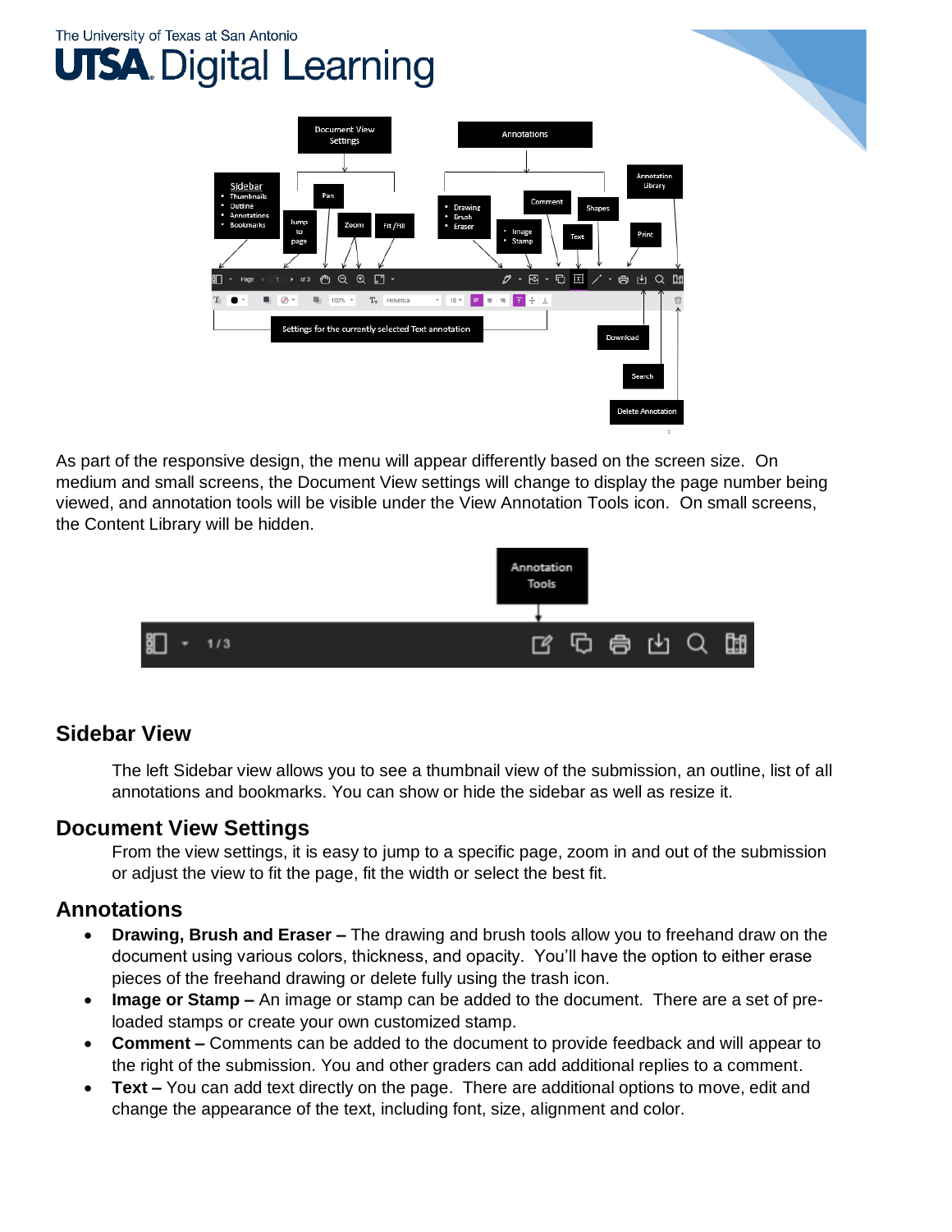As part of the responsive design, the menu will appear differently based on the screen size. On medium and small screens, the Document View settings will change to display the page number being viewed, and annotation tools will be visible under the View Annotation Tools icon. On small screens, the Content Library will be hidden.

## Sidebar View

The left Sidebar view allows you to see a thumbnail view of the submission, an outline, list of all annotations and bookmarks. You can show or hide the sidebar as well as resize it.

## Document View Settings

From the view settings, it is easy to jump to a specific page, zoom in and out of the submission or adjust the view to fit the page, fit the width or select the best fit.

## Annotations

- **Drawing, Brush and Eraser –** The drawing and brush tools allow you to freehand draw on the document using various colors, thickness, and opacity. You'll have the option to either erase pieces of the freehand drawing or delete fully using the trash icon.
- **Image or Stamp –** An image or stamp can be added to the document. There are a set of pre-loaded stamps or create your own customized stamp.
- **Comment –** Comments can be added to the document to provide feedback and will appear to the right of the submission. You and other graders can add additional replies to a comment.
- **Text –** You can add text directly on the page. There are additional options to move, edit and change the appearance of the text, including font, size, alignment and color.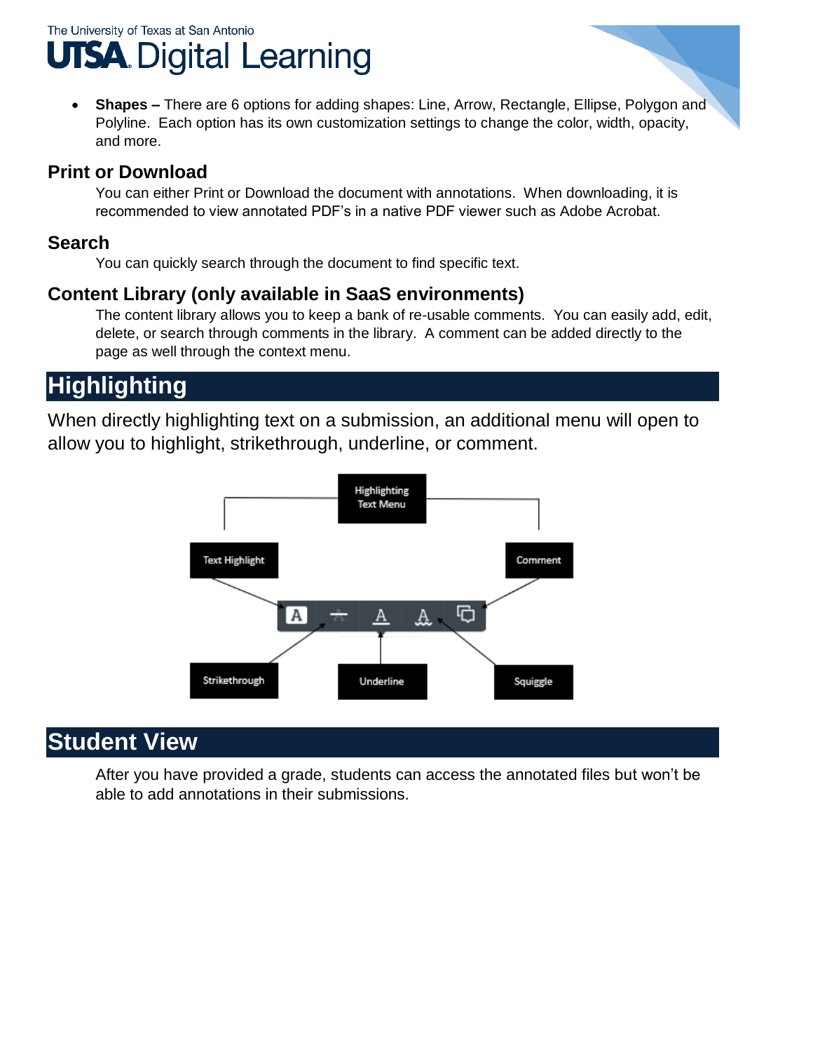- **Shapes –** There are 6 options for adding shapes: Line, Arrow, Rectangle, Ellipse, Polygon and Polyline. Each option has its own customization settings to change the color, width, opacity, and more.

### Print or Download

You can either Print or Download the document with annotations. When downloading, it is recommended to view annotated PDF's in a native PDF viewer such as Adobe Acrobat.

### Search

You can quickly search through the document to find specific text.

### Content Library (only available in SaaS environments)

The content library allows you to keep a bank of re-usable comments. You can easily add, edit, delete, or search through comments in the library. A comment can be added directly to the page as well through the context menu.

## Highlighting

When directly highlighting text on a submission, an additional menu will open to allow you to highlight, strikethrough, underline, or comment.

Highlighting Text Menu

Text Highlight

Comment

Strikethrough

Underline

Squiggle

## Student View

After you have provided a grade, students can access the annotated files but won't be able to add annotations in their submissions.